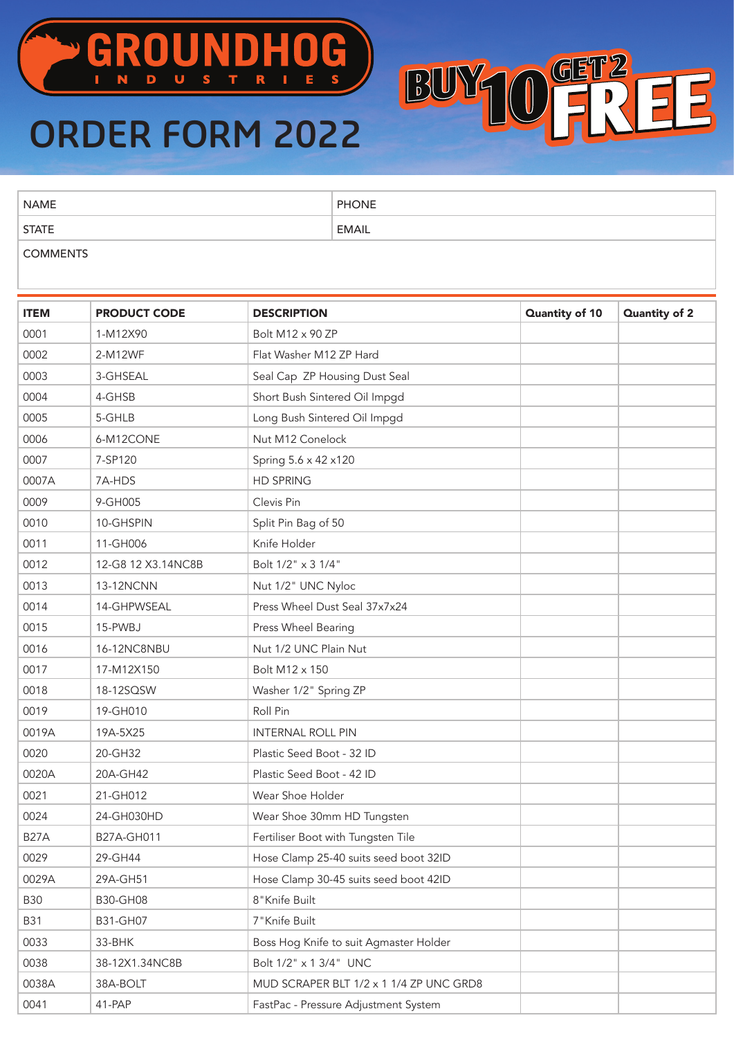GROUNDHOG INDUSTRIES

# ORDER FORM 2022

BUY 10 GET 2 FREE

| | |
|---|---|
| NAME | PHONE |
| STATE | EMAIL |
| COMMENTS | |

| ITEM | PRODUCT CODE | DESCRIPTION | Quantity of 10 | Quantity of 2 |
|---|---|---|---|---|
| 0001 | 1-M12X90 | Bolt M12 x 90 ZP | | |
| 0002 | 2-M12WF | Flat Washer M12 ZP Hard | | |
| 0003 | 3-GHSEAL | Seal Cap ZP Housing Dust Seal | | |
| 0004 | 4-GHSB | Short Bush Sintered Oil Impgd | | |
| 0005 | 5-GHLB | Long Bush Sintered Oil Impgd | | |
| 0006 | 6-M12CONE | Nut M12 Conelock | | |
| 0007 | 7-SP120 | Spring 5.6 x 42 x120 | | |
| 0007A | 7A-HDS | HD SPRING | | |
| 0009 | 9-GH005 | Clevis Pin | | |
| 0010 | 10-GHSPIN | Split Pin Bag of 50 | | |
| 0011 | 11-GH006 | Knife Holder | | |
| 0012 | 12-G8 12 X3.14NC8B | Bolt 1/2" x 3 1/4" | | |
| 0013 | 13-12NCNN | Nut 1/2" UNC Nyloc | | |
| 0014 | 14-GHPWSEAL | Press Wheel Dust Seal 37x7x24 | | |
| 0015 | 15-PWBJ | Press Wheel Bearing | | |
| 0016 | 16-12NC8NBU | Nut 1/2 UNC Plain Nut | | |
| 0017 | 17-M12X150 | Bolt M12 x 150 | | |
| 0018 | 18-12SQSW | Washer 1/2" Spring ZP | | |
| 0019 | 19-GH010 | Roll Pin | | |
| 0019A | 19A-5X25 | INTERNAL ROLL PIN | | |
| 0020 | 20-GH32 | Plastic Seed Boot - 32 ID | | |
| 0020A | 20A-GH42 | Plastic Seed Boot - 42 ID | | |
| 0021 | 21-GH012 | Wear Shoe Holder | | |
| 0024 | 24-GH030HD | Wear Shoe 30mm HD Tungsten | | |
| B27A | B27A-GH011 | Fertiliser Boot with Tungsten Tile | | |
| 0029 | 29-GH44 | Hose Clamp 25-40 suits seed boot 32ID | | |
| 0029A | 29A-GH51 | Hose Clamp 30-45 suits seed boot 42ID | | |
| B30 | B30-GH08 | 8"Knife Built | | |
| B31 | B31-GH07 | 7"Knife Built | | |
| 0033 | 33-BHK | Boss Hog Knife to suit Agmaster Holder | | |
| 0038 | 38-12X1.34NC8B | Bolt 1/2" x 1 3/4" UNC | | |
| 0038A | 38A-BOLT | MUD SCRAPER BLT 1/2 x 1 1/4 ZP UNC GRD8 | | |
| 0041 | 41-PAP | FastPac - Pressure Adjustment System | | |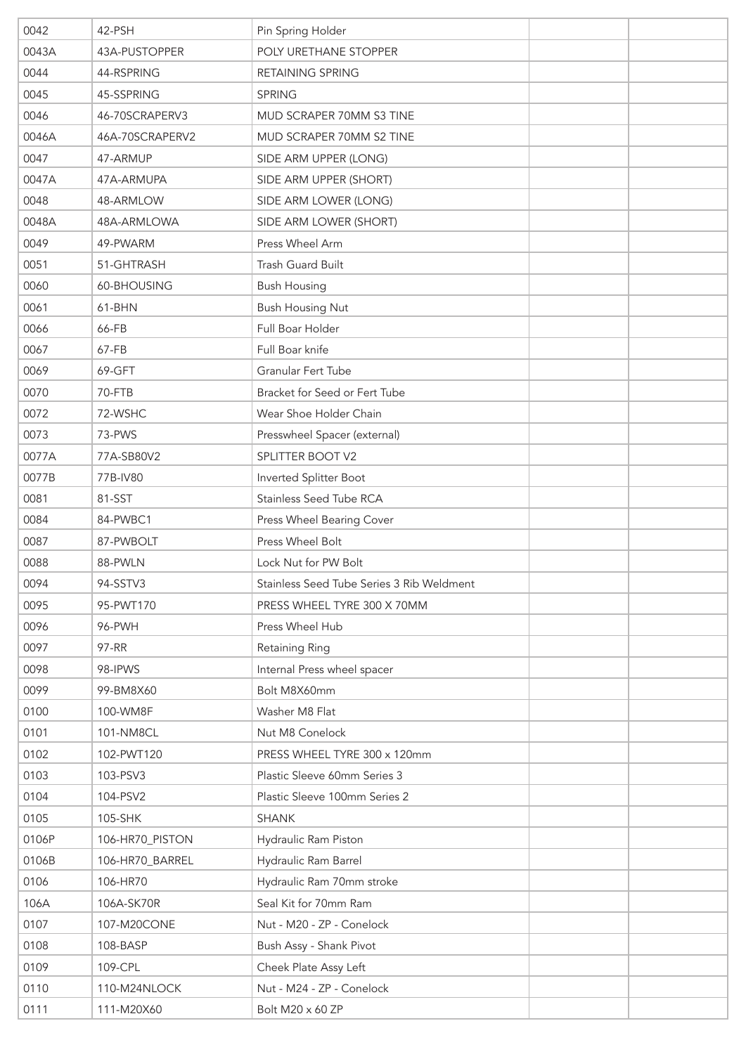| | | | | |
|---|---|---|---|---|
| 0042 | 42-PSH | Pin Spring Holder | | |
| 0043A | 43A-PUSTOPPER | POLY URETHANE STOPPER | | |
| 0044 | 44-RSPRING | RETAINING SPRING | | |
| 0045 | 45-SSPRING | SPRING | | |
| 0046 | 46-70SCRAPERV3 | MUD SCRAPER 70MM S3 TINE | | |
| 0046A | 46A-70SCRAPERV2 | MUD SCRAPER 70MM S2 TINE | | |
| 0047 | 47-ARMUP | SIDE ARM UPPER (LONG) | | |
| 0047A | 47A-ARMUPA | SIDE ARM UPPER (SHORT) | | |
| 0048 | 48-ARMLOW | SIDE ARM LOWER (LONG) | | |
| 0048A | 48A-ARMLOWA | SIDE ARM LOWER (SHORT) | | |
| 0049 | 49-PWARM | Press Wheel Arm | | |
| 0051 | 51-GHTRASH | Trash Guard Built | | |
| 0060 | 60-BHOUSING | Bush Housing | | |
| 0061 | 61-BHN | Bush Housing Nut | | |
| 0066 | 66-FB | Full Boar Holder | | |
| 0067 | 67-FB | Full Boar knife | | |
| 0069 | 69-GFT | Granular Fert Tube | | |
| 0070 | 70-FTB | Bracket for Seed or Fert Tube | | |
| 0072 | 72-WSHC | Wear Shoe Holder Chain | | |
| 0073 | 73-PWS | Presswheel Spacer (external) | | |
| 0077A | 77A-SB80V2 | SPLITTER BOOT V2 | | |
| 0077B | 77B-IV80 | Inverted Splitter Boot | | |
| 0081 | 81-SST | Stainless Seed Tube RCA | | |
| 0084 | 84-PWBC1 | Press Wheel Bearing Cover | | |
| 0087 | 87-PWBOLT | Press Wheel Bolt | | |
| 0088 | 88-PWLN | Lock Nut for PW Bolt | | |
| 0094 | 94-SSTV3 | Stainless Seed Tube Series 3 Rib Weldment | | |
| 0095 | 95-PWT170 | PRESS WHEEL TYRE 300 X 70MM | | |
| 0096 | 96-PWH | Press Wheel Hub | | |
| 0097 | 97-RR | Retaining Ring | | |
| 0098 | 98-IPWS | Internal Press wheel spacer | | |
| 0099 | 99-BM8X60 | Bolt M8X60mm | | |
| 0100 | 100-WM8F | Washer M8 Flat | | |
| 0101 | 101-NM8CL | Nut M8 Conelock | | |
| 0102 | 102-PWT120 | PRESS WHEEL TYRE 300 x 120mm | | |
| 0103 | 103-PSV3 | Plastic Sleeve 60mm Series 3 | | |
| 0104 | 104-PSV2 | Plastic Sleeve 100mm Series 2 | | |
| 0105 | 105-SHK | SHANK | | |
| 0106P | 106-HR70_PISTON | Hydraulic Ram Piston | | |
| 0106B | 106-HR70_BARREL | Hydraulic Ram Barrel | | |
| 0106 | 106-HR70 | Hydraulic Ram 70mm stroke | | |
| 106A | 106A-SK70R | Seal Kit for 70mm Ram | | |
| 0107 | 107-M20CONE | Nut - M20 - ZP - Conelock | | |
| 0108 | 108-BASP | Bush Assy - Shank Pivot | | |
| 0109 | 109-CPL | Cheek Plate Assy Left | | |
| 0110 | 110-M24NLOCK | Nut - M24 - ZP - Conelock | | |
| 0111 | 111-M20X60 | Bolt M20 x 60 ZP | | |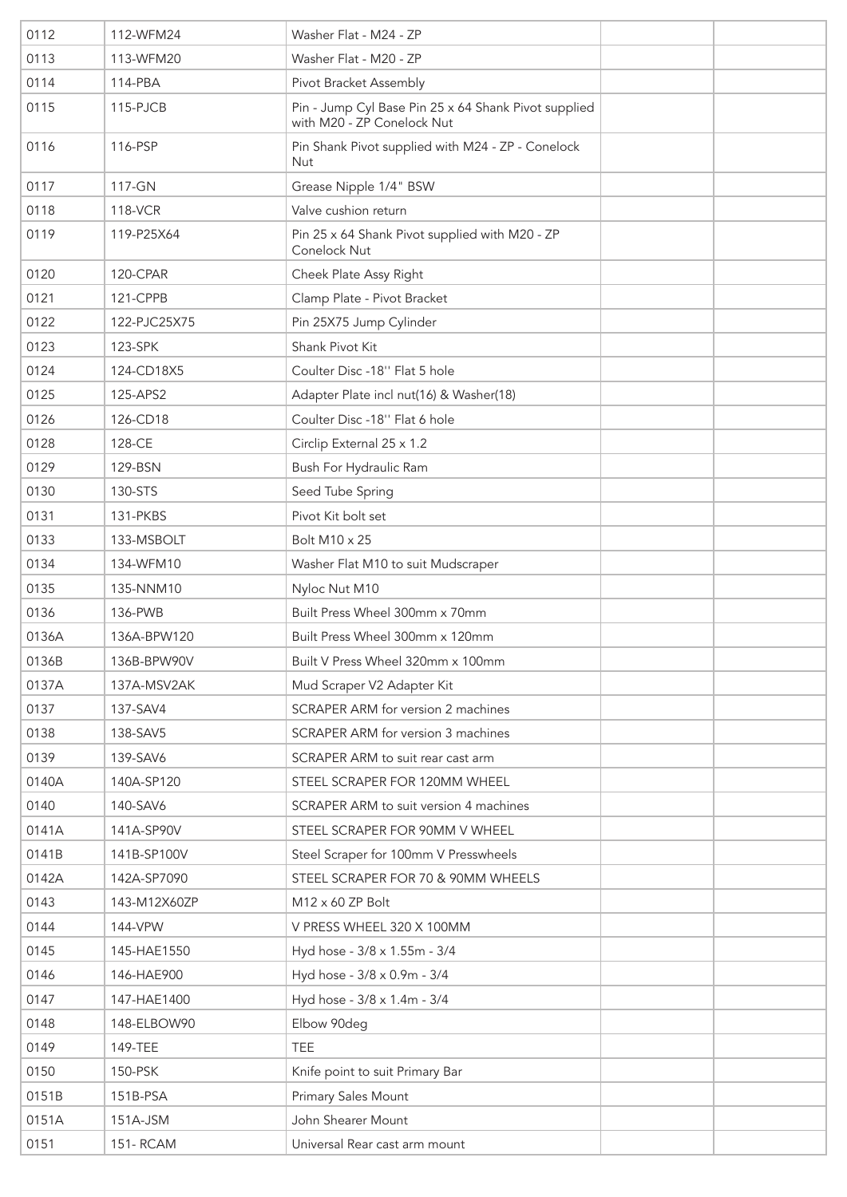| | | | | |
|---|---|---|---|---|
| 0112 | 112-WFM24 | Washer Flat - M24 - ZP | | |
| 0113 | 113-WFM20 | Washer Flat - M20 - ZP | | |
| 0114 | 114-PBA | Pivot Bracket Assembly | | |
| 0115 | 115-PJCB | Pin - Jump Cyl Base Pin 25 x 64 Shank Pivot supplied with M20 - ZP Conelock Nut | | |
| 0116 | 116-PSP | Pin Shank Pivot supplied with M24 - ZP - Conelock Nut | | |
| 0117 | 117-GN | Grease Nipple 1/4" BSW | | |
| 0118 | 118-VCR | Valve cushion return | | |
| 0119 | 119-P25X64 | Pin 25 x 64 Shank Pivot supplied with M20 - ZP Conelock Nut | | |
| 0120 | 120-CPAR | Cheek Plate Assy Right | | |
| 0121 | 121-CPPB | Clamp Plate - Pivot Bracket | | |
| 0122 | 122-PJC25X75 | Pin 25X75 Jump Cylinder | | |
| 0123 | 123-SPK | Shank Pivot Kit | | |
| 0124 | 124-CD18X5 | Coulter Disc -18'' Flat 5 hole | | |
| 0125 | 125-APS2 | Adapter Plate incl nut(16) & Washer(18) | | |
| 0126 | 126-CD18 | Coulter Disc -18'' Flat 6 hole | | |
| 0128 | 128-CE | Circlip External 25 x 1.2 | | |
| 0129 | 129-BSN | Bush For Hydraulic Ram | | |
| 0130 | 130-STS | Seed Tube Spring | | |
| 0131 | 131-PKBS | Pivot Kit bolt set | | |
| 0133 | 133-MSBOLT | Bolt M10 x 25 | | |
| 0134 | 134-WFM10 | Washer Flat M10 to suit Mudscraper | | |
| 0135 | 135-NNM10 | Nyloc Nut M10 | | |
| 0136 | 136-PWB | Built Press Wheel 300mm x 70mm | | |
| 0136A | 136A-BPW120 | Built Press Wheel 300mm x 120mm | | |
| 0136B | 136B-BPW90V | Built V Press Wheel 320mm x 100mm | | |
| 0137A | 137A-MSV2AK | Mud Scraper V2 Adapter Kit | | |
| 0137 | 137-SAV4 | SCRAPER ARM for version 2 machines | | |
| 0138 | 138-SAV5 | SCRAPER ARM for version 3 machines | | |
| 0139 | 139-SAV6 | SCRAPER ARM to suit rear cast arm | | |
| 0140A | 140A-SP120 | STEEL SCRAPER FOR 120MM WHEEL | | |
| 0140 | 140-SAV6 | SCRAPER ARM to suit version 4 machines | | |
| 0141A | 141A-SP90V | STEEL SCRAPER FOR 90MM V WHEEL | | |
| 0141B | 141B-SP100V | Steel Scraper for 100mm V Presswheels | | |
| 0142A | 142A-SP7090 | STEEL SCRAPER FOR 70 & 90MM WHEELS | | |
| 0143 | 143-M12X60ZP | M12 x 60 ZP Bolt | | |
| 0144 | 144-VPW | V PRESS WHEEL 320 X 100MM | | |
| 0145 | 145-HAE1550 | Hyd hose - 3/8 x 1.55m - 3/4 | | |
| 0146 | 146-HAE900 | Hyd hose - 3/8 x 0.9m - 3/4 | | |
| 0147 | 147-HAE1400 | Hyd hose - 3/8 x 1.4m - 3/4 | | |
| 0148 | 148-ELBOW90 | Elbow 90deg | | |
| 0149 | 149-TEE | TEE | | |
| 0150 | 150-PSK | Knife point to suit Primary Bar | | |
| 0151B | 151B-PSA | Primary Sales Mount | | |
| 0151A | 151A-JSM | John Shearer Mount | | |
| 0151 | 151- RCAM | Universal Rear cast arm mount | | |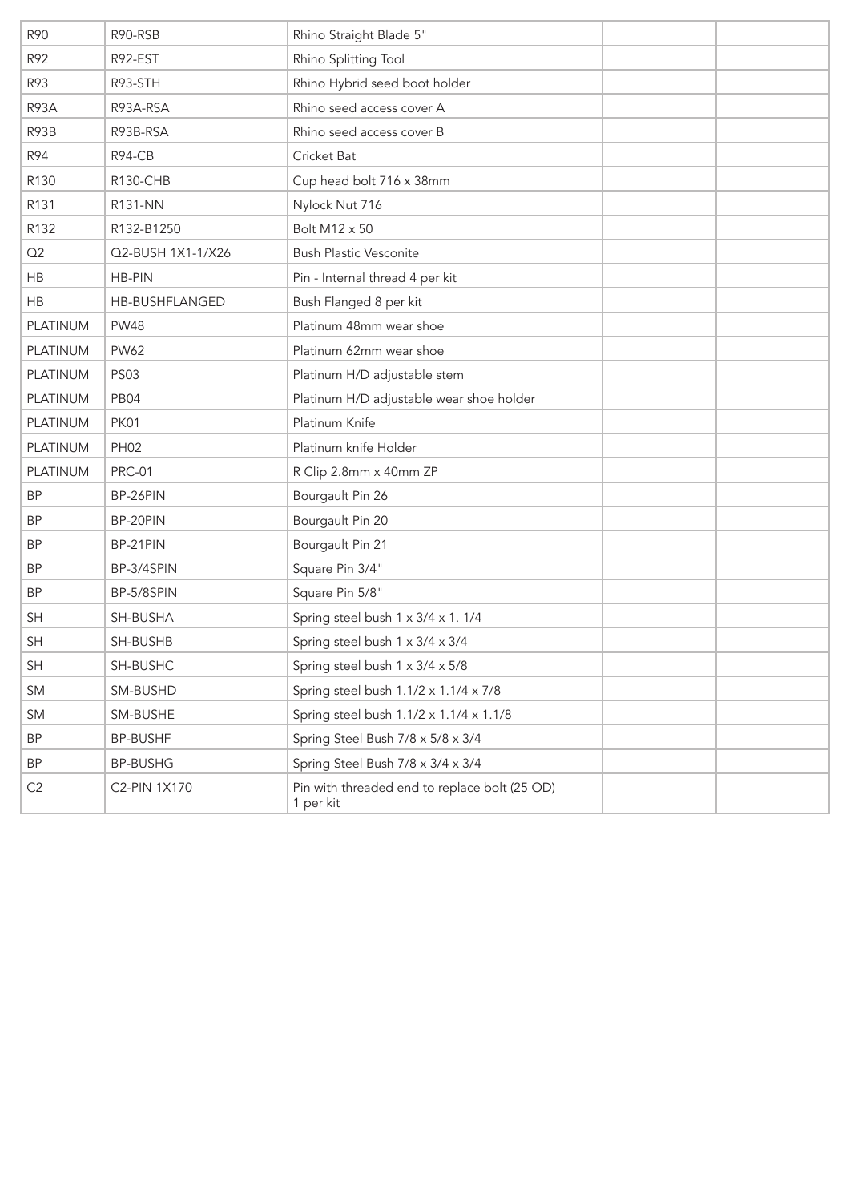| | | | | |
|---|---|---|---|---|
| R90 | R90-RSB | Rhino Straight Blade 5" | | |
| R92 | R92-EST | Rhino Splitting Tool | | |
| R93 | R93-STH | Rhino Hybrid seed boot holder | | |
| R93A | R93A-RSA | Rhino seed access cover A | | |
| R93B | R93B-RSA | Rhino seed access cover B | | |
| R94 | R94-CB | Cricket Bat | | |
| R130 | R130-CHB | Cup head bolt 716 x 38mm | | |
| R131 | R131-NN | Nylock Nut 716 | | |
| R132 | R132-B1250 | Bolt M12 x 50 | | |
| Q2 | Q2-BUSH 1X1-1/X26 | Bush Plastic Vesconite | | |
| HB | HB-PIN | Pin - Internal thread 4 per kit | | |
| HB | HB-BUSHFLANGED | Bush Flanged 8 per kit | | |
| PLATINUM | PW48 | Platinum 48mm wear shoe | | |
| PLATINUM | PW62 | Platinum 62mm wear shoe | | |
| PLATINUM | PS03 | Platinum H/D adjustable stem | | |
| PLATINUM | PB04 | Platinum H/D adjustable wear shoe holder | | |
| PLATINUM | PK01 | Platinum Knife | | |
| PLATINUM | PH02 | Platinum knife Holder | | |
| PLATINUM | PRC-01 | R Clip 2.8mm x 40mm ZP | | |
| BP | BP-26PIN | Bourgault Pin 26 | | |
| BP | BP-20PIN | Bourgault Pin 20 | | |
| BP | BP-21PIN | Bourgault Pin 21 | | |
| BP | BP-3/4SPIN | Square Pin 3/4" | | |
| BP | BP-5/8SPIN | Square Pin 5/8" | | |
| SH | SH-BUSHA | Spring steel bush 1 x 3/4 x 1. 1/4 | | |
| SH | SH-BUSHB | Spring steel bush 1 x 3/4 x 3/4 | | |
| SH | SH-BUSHC | Spring steel bush 1 x 3/4 x 5/8 | | |
| SM | SM-BUSHD | Spring steel bush 1.1/2 x 1.1/4 x 7/8 | | |
| SM | SM-BUSHE | Spring steel bush 1.1/2 x 1.1/4 x 1.1/8 | | |
| BP | BP-BUSHF | Spring Steel Bush 7/8 x 5/8 x 3/4 | | |
| BP | BP-BUSHG | Spring Steel Bush 7/8 x 3/4 x 3/4 | | |
| C2 | C2-PIN 1X170 | Pin with threaded end to replace bolt (25 OD) 1 per kit | | |